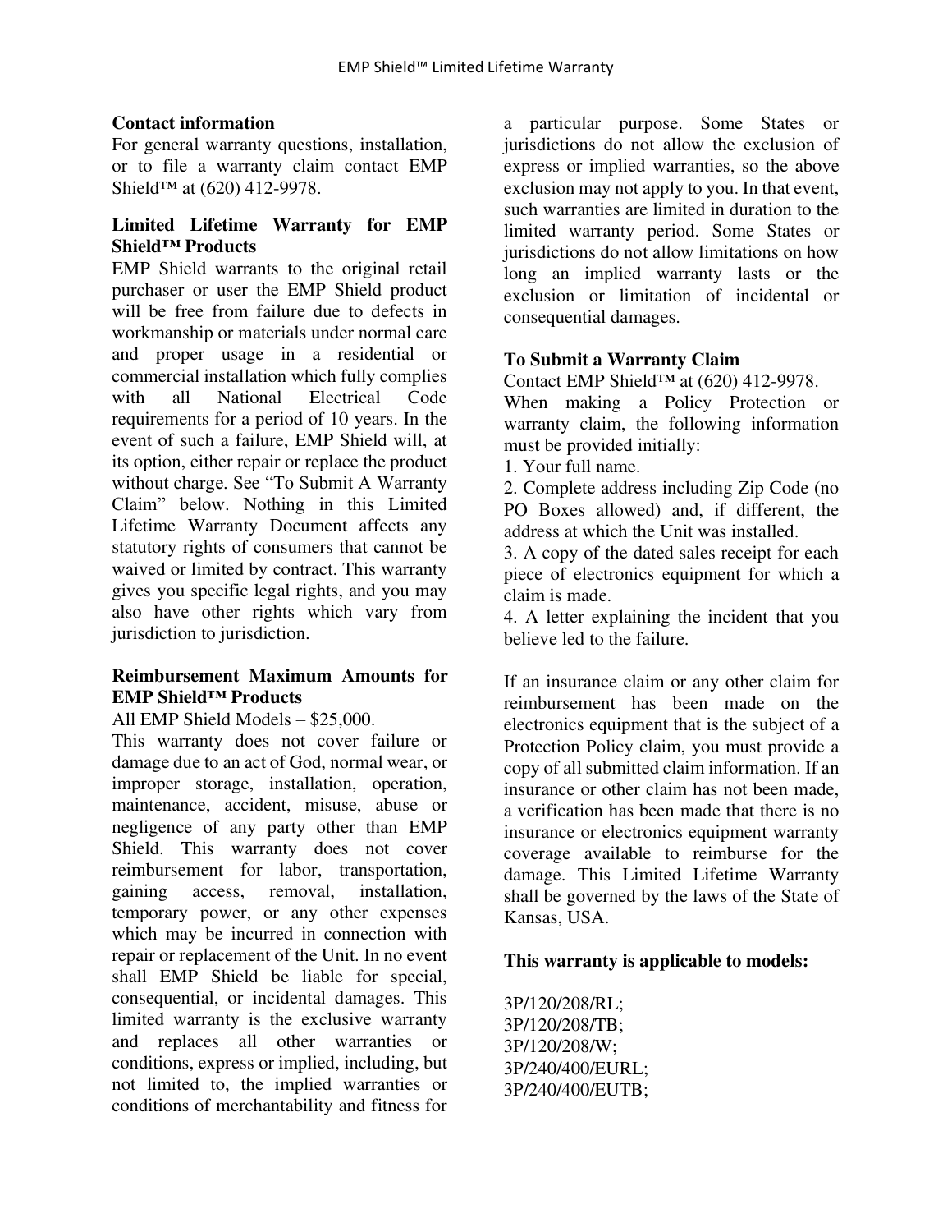## Contact information

For general warranty questions, installation, or to file a warranty claim contact EMP Shield™ at (620) 412-9978.

## Limited Lifetime Warranty for EMP Shield™ Products

EMP Shield warrants to the original retail purchaser or user the EMP Shield product will be free from failure due to defects in workmanship or materials under normal care and proper usage in a residential or commercial installation which fully complies with all National Electrical Code requirements for a period of 10 years. In the event of such a failure, EMP Shield will, at its option, either repair or replace the product without charge. See "To Submit A Warranty Claim" below. Nothing in this Limited Lifetime Warranty Document affects any statutory rights of consumers that cannot be waived or limited by contract. This warranty gives you specific legal rights, and you may also have other rights which vary from jurisdiction to jurisdiction.

## Reimbursement Maximum Amounts for EMP Shield™ Products

All EMP Shield Models – $25,000.

This warranty does not cover failure or damage due to an act of God, normal wear, or improper storage, installation, operation, maintenance, accident, misuse, abuse or negligence of any party other than EMP Shield. This warranty does not cover reimbursement for labor, transportation, gaining access, removal, installation, temporary power, or any other expenses which may be incurred in connection with repair or replacement of the Unit. In no event shall EMP Shield be liable for special, consequential, or incidental damages. This limited warranty is the exclusive warranty and replaces all other warranties or conditions, express or implied, including, but not limited to, the implied warranties or conditions of merchantability and fitness for a particular purpose. Some States or jurisdictions do not allow the exclusion of express or implied warranties, so the above exclusion may not apply to you. In that event, such warranties are limited in duration to the limited warranty period. Some States or jurisdictions do not allow limitations on how long an implied warranty lasts or the exclusion or limitation of incidental or consequential damages.

## To Submit a Warranty Claim

Contact EMP Shield™ at (620) 412-9978.

When making a Policy Protection or warranty claim, the following information must be provided initially:

1. Your full name.
2. Complete address including Zip Code (no PO Boxes allowed) and, if different, the address at which the Unit was installed.
3. A copy of the dated sales receipt for each piece of electronics equipment for which a claim is made.
4. A letter explaining the incident that you believe led to the failure.

If an insurance claim or any other claim for reimbursement has been made on the electronics equipment that is the subject of a Protection Policy claim, you must provide a copy of all submitted claim information. If an insurance or other claim has not been made, a verification has been made that there is no insurance or electronics equipment warranty coverage available to reimburse for the damage. This Limited Lifetime Warranty shall be governed by the laws of the State of Kansas, USA.

**This warranty is applicable to models:**

3P/120/208/RL;
3P/120/208/TB;
3P/120/208/W;
3P/240/400/EURL;
3P/240/400/EUTB;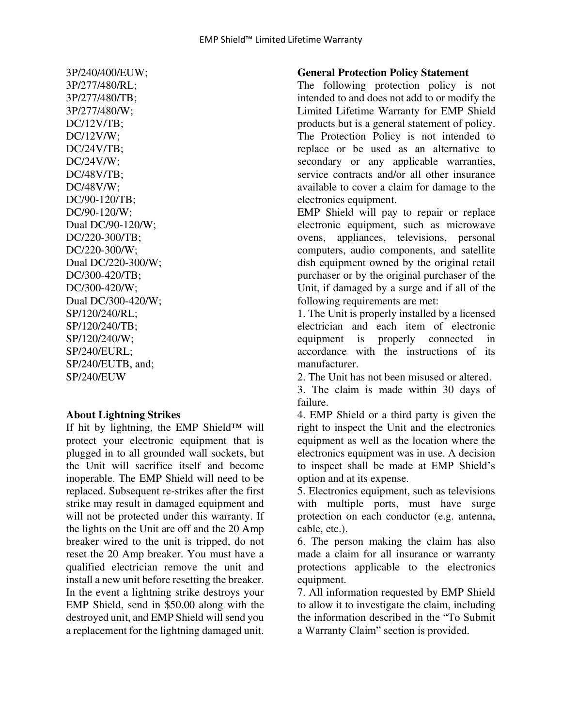3P/240/400/EUW;
3P/277/480/RL;
3P/277/480/TB;
3P/277/480/W;
DC/12V/TB;
DC/12V/W;
DC/24V/TB;
DC/24V/W;
DC/48V/TB;
DC/48V/W;
DC/90-120/TB;
DC/90-120/W;
Dual DC/90-120/W;
DC/220-300/TB;
DC/220-300/W;
Dual DC/220-300/W;
DC/300-420/TB;
DC/300-420/W;
Dual DC/300-420/W;
SP/120/240/RL;
SP/120/240/TB;
SP/120/240/W;
SP/240/EURL;
SP/240/EUTB, and;
SP/240/EUW

**About Lightning Strikes**

If hit by lightning, the EMP Shield™ will protect your electronic equipment that is plugged in to all grounded wall sockets, but the Unit will sacrifice itself and become inoperable. The EMP Shield will need to be replaced. Subsequent re-strikes after the first strike may result in damaged equipment and will not be protected under this warranty. If the lights on the Unit are off and the 20 Amp breaker wired to the unit is tripped, do not reset the 20 Amp breaker. You must have a qualified electrician remove the unit and install a new unit before resetting the breaker. In the event a lightning strike destroys your EMP Shield, send in $50.00 along with the destroyed unit, and EMP Shield will send you a replacement for the lightning damaged unit.

**General Protection Policy Statement**

The following protection policy is not intended to and does not add to or modify the Limited Lifetime Warranty for EMP Shield products but is a general statement of policy. The Protection Policy is not intended to replace or be used as an alternative to secondary or any applicable warranties, service contracts and/or all other insurance available to cover a claim for damage to the electronics equipment.

EMP Shield will pay to repair or replace electronic equipment, such as microwave ovens, appliances, televisions, personal computers, audio components, and satellite dish equipment owned by the original retail purchaser or by the original purchaser of the Unit, if damaged by a surge and if all of the following requirements are met:

1. The Unit is properly installed by a licensed electrician and each item of electronic equipment is properly connected in accordance with the instructions of its manufacturer.
2. The Unit has not been misused or altered.
3. The claim is made within 30 days of failure.
4. EMP Shield or a third party is given the right to inspect the Unit and the electronics equipment as well as the location where the electronics equipment was in use. A decision to inspect shall be made at EMP Shield's option and at its expense.
5. Electronics equipment, such as televisions with multiple ports, must have surge protection on each conductor (e.g. antenna, cable, etc.).
6. The person making the claim has also made a claim for all insurance or warranty protections applicable to the electronics equipment.
7. All information requested by EMP Shield to allow it to investigate the claim, including the information described in the "To Submit a Warranty Claim" section is provided.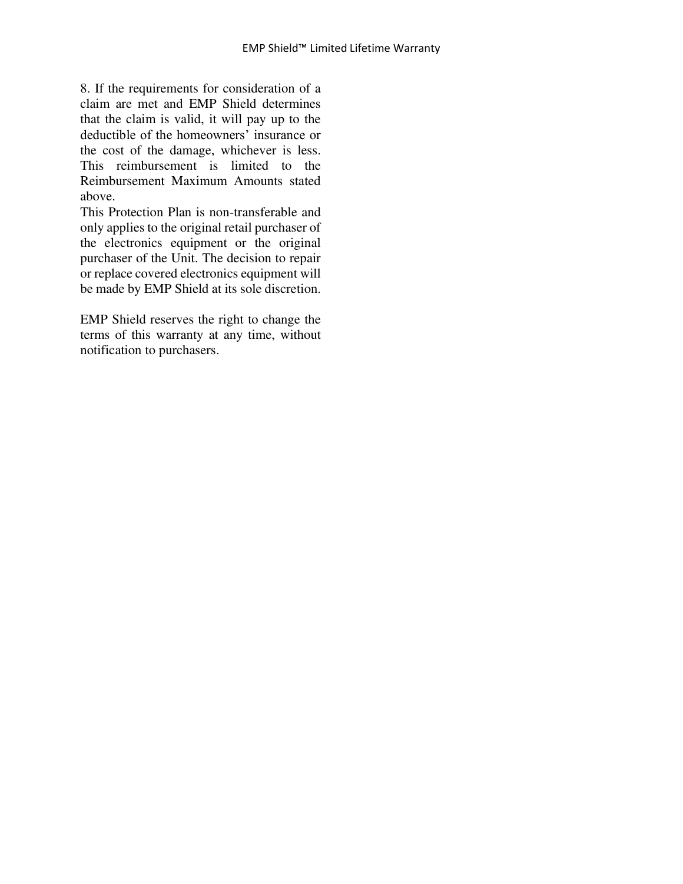8. If the requirements for consideration of a claim are met and EMP Shield determines that the claim is valid, it will pay up to the deductible of the homeowners' insurance or the cost of the damage, whichever is less. This reimbursement is limited to the Reimbursement Maximum Amounts stated above.

This Protection Plan is non-transferable and only applies to the original retail purchaser of the electronics equipment or the original purchaser of the Unit. The decision to repair or replace covered electronics equipment will be made by EMP Shield at its sole discretion.

EMP Shield reserves the right to change the terms of this warranty at any time, without notification to purchasers.